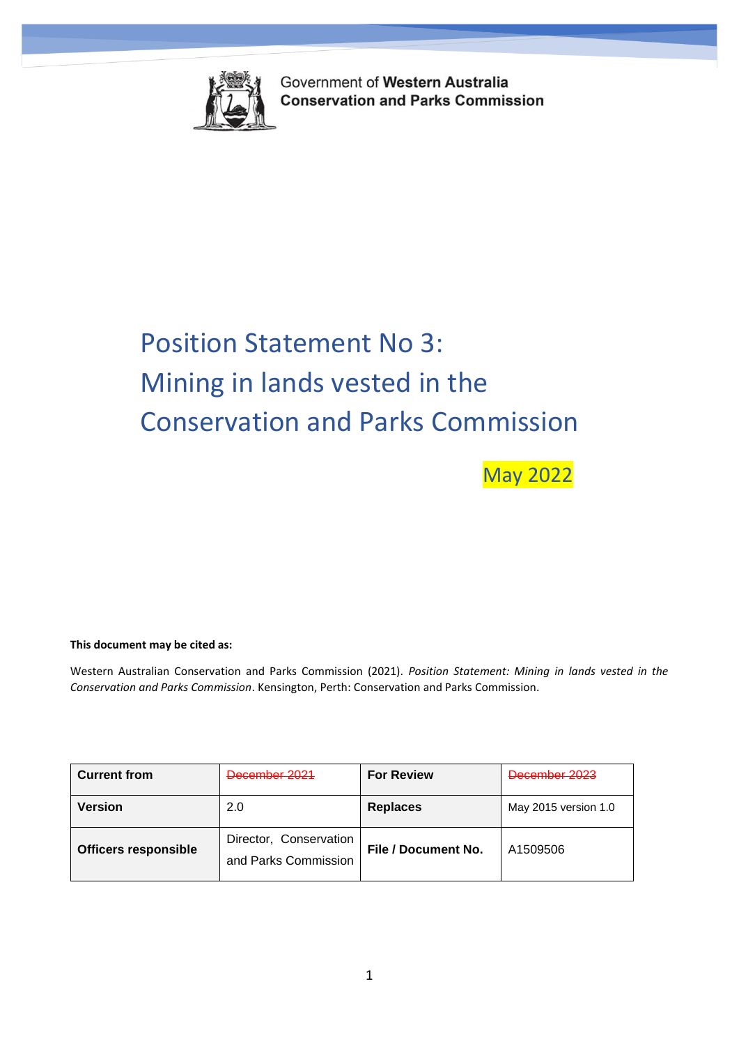Government of **Western Australia**
**Conservation and Parks Commission**

# Position Statement No 3: Mining in lands vested in the Conservation and Parks Commission

May 2022

**This document may be cited as:**

Western Australian Conservation and Parks Commission (2021). *Position Statement: Mining in lands vested in the Conservation and Parks Commission*. Kensington, Perth: Conservation and Parks Commission.

| **Current from** | ~~December 2021~~ | **For Review** | ~~December 2023~~ |
|---|---|---|---|
| **Version** | 2.0 | **Replaces** | May 2015 version 1.0 |
| **Officers responsible** | Director, Conservation and Parks Commission | **File / Document No.** | A1509506 |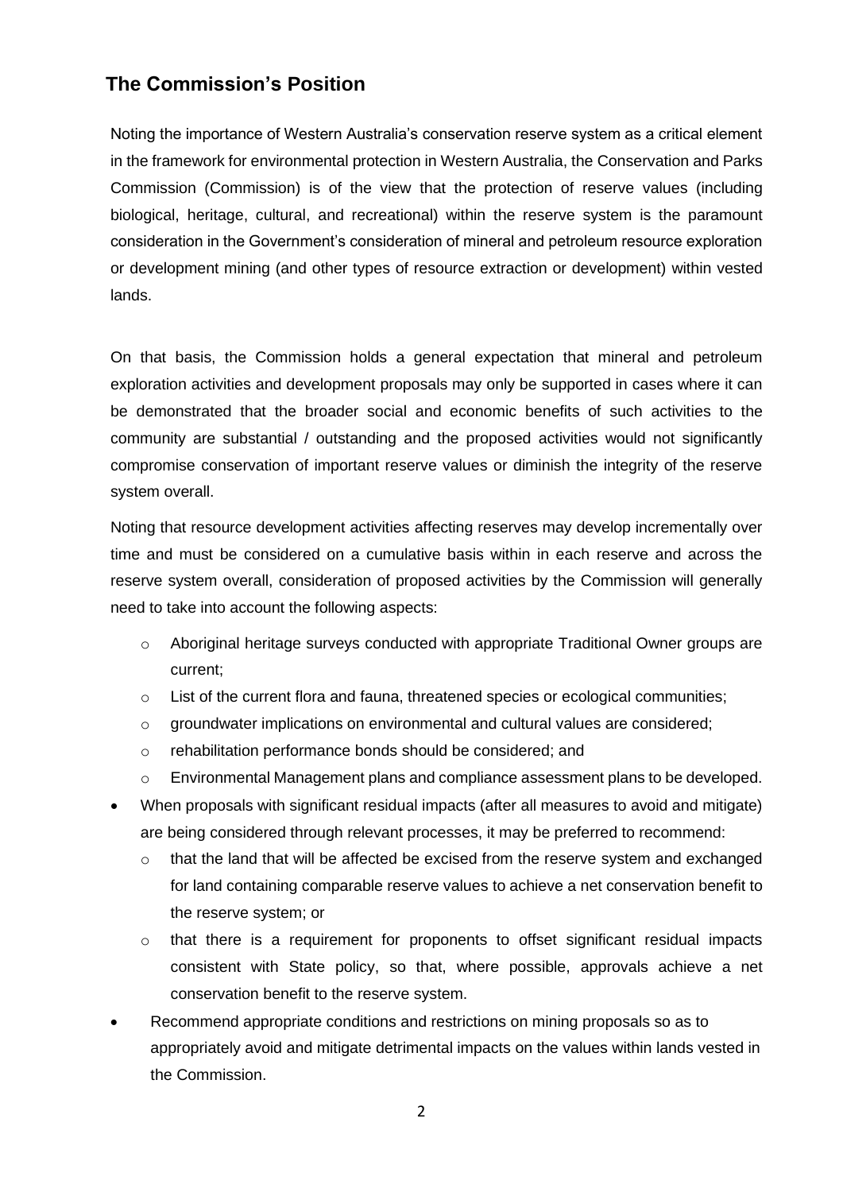## The Commission's Position

Noting the importance of Western Australia's conservation reserve system as a critical element in the framework for environmental protection in Western Australia, the Conservation and Parks Commission (Commission) is of the view that the protection of reserve values (including biological, heritage, cultural, and recreational) within the reserve system is the paramount consideration in the Government's consideration of mineral and petroleum resource exploration or development mining (and other types of resource extraction or development) within vested lands.

On that basis, the Commission holds a general expectation that mineral and petroleum exploration activities and development proposals may only be supported in cases where it can be demonstrated that the broader social and economic benefits of such activities to the community are substantial / outstanding and the proposed activities would not significantly compromise conservation of important reserve values or diminish the integrity of the reserve system overall.

Noting that resource development activities affecting reserves may develop incrementally over time and must be considered on a cumulative basis within in each reserve and across the reserve system overall, consideration of proposed activities by the Commission will generally need to take into account the following aspects:

- Aboriginal heritage surveys conducted with appropriate Traditional Owner groups are current;
- List of the current flora and fauna, threatened species or ecological communities;
- groundwater implications on environmental and cultural values are considered;
- rehabilitation performance bonds should be considered; and
- Environmental Management plans and compliance assessment plans to be developed.

- When proposals with significant residual impacts (after all measures to avoid and mitigate) are being considered through relevant processes, it may be preferred to recommend:
  - that the land that will be affected be excised from the reserve system and exchanged for land containing comparable reserve values to achieve a net conservation benefit to the reserve system; or
  - that there is a requirement for proponents to offset significant residual impacts consistent with State policy, so that, where possible, approvals achieve a net conservation benefit to the reserve system.
- Recommend appropriate conditions and restrictions on mining proposals so as to appropriately avoid and mitigate detrimental impacts on the values within lands vested in the Commission.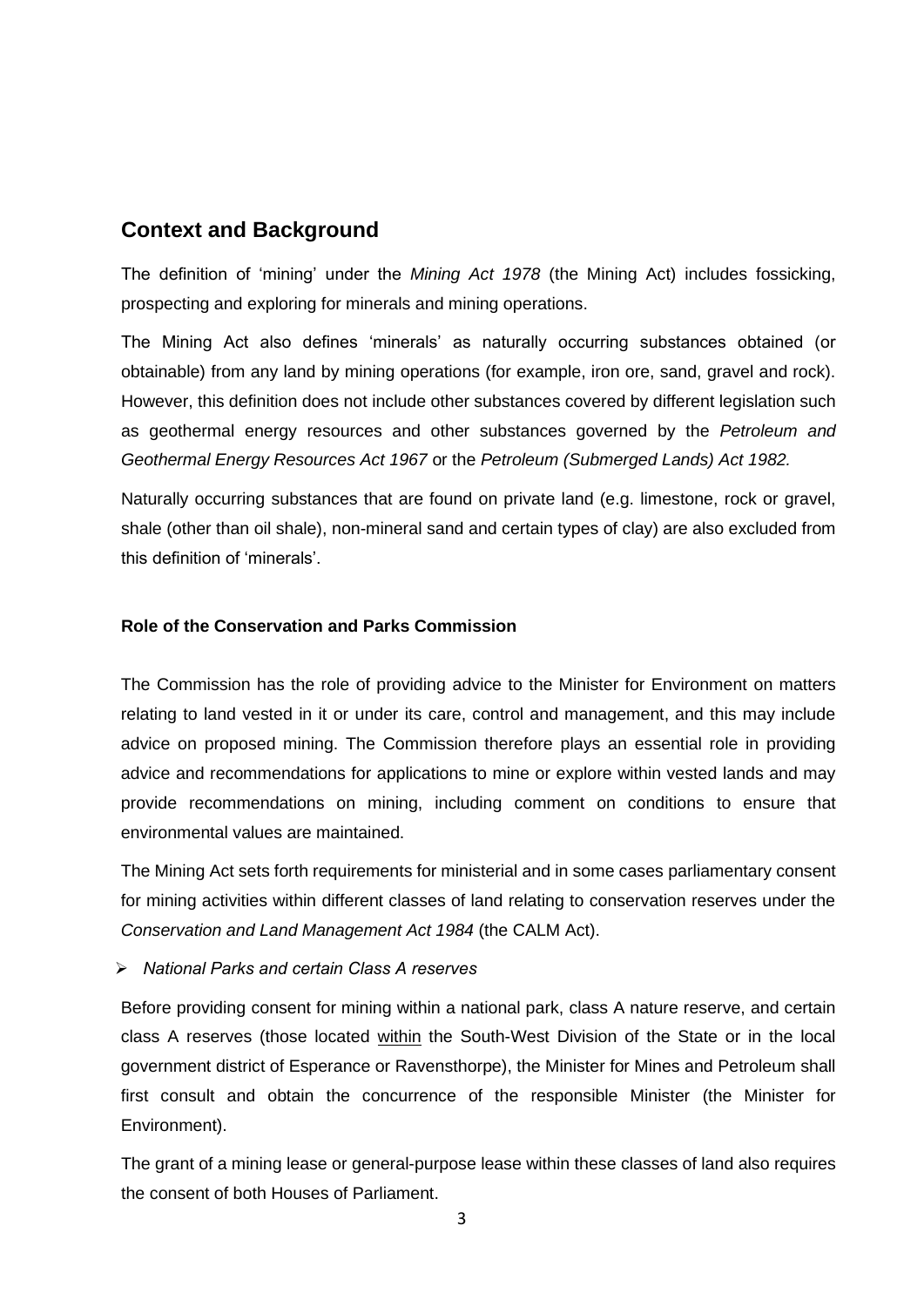## Context and Background

The definition of 'mining' under the *Mining Act 1978* (the Mining Act) includes fossicking, prospecting and exploring for minerals and mining operations.

The Mining Act also defines 'minerals' as naturally occurring substances obtained (or obtainable) from any land by mining operations (for example, iron ore, sand, gravel and rock). However, this definition does not include other substances covered by different legislation such as geothermal energy resources and other substances governed by the *Petroleum and Geothermal Energy Resources Act 1967* or the *Petroleum (Submerged Lands) Act 1982.*

Naturally occurring substances that are found on private land (e.g. limestone, rock or gravel, shale (other than oil shale), non-mineral sand and certain types of clay) are also excluded from this definition of 'minerals'.

### Role of the Conservation and Parks Commission

The Commission has the role of providing advice to the Minister for Environment on matters relating to land vested in it or under its care, control and management, and this may include advice on proposed mining. The Commission therefore plays an essential role in providing advice and recommendations for applications to mine or explore within vested lands and may provide recommendations on mining, including comment on conditions to ensure that environmental values are maintained.

The Mining Act sets forth requirements for ministerial and in some cases parliamentary consent for mining activities within different classes of land relating to conservation reserves under the *Conservation and Land Management Act 1984* (the CALM Act).

- *National Parks and certain Class A reserves*

Before providing consent for mining within a national park, class A nature reserve, and certain class A reserves (those located within the South-West Division of the State or in the local government district of Esperance or Ravensthorpe), the Minister for Mines and Petroleum shall first consult and obtain the concurrence of the responsible Minister (the Minister for Environment).

The grant of a mining lease or general-purpose lease within these classes of land also requires the consent of both Houses of Parliament.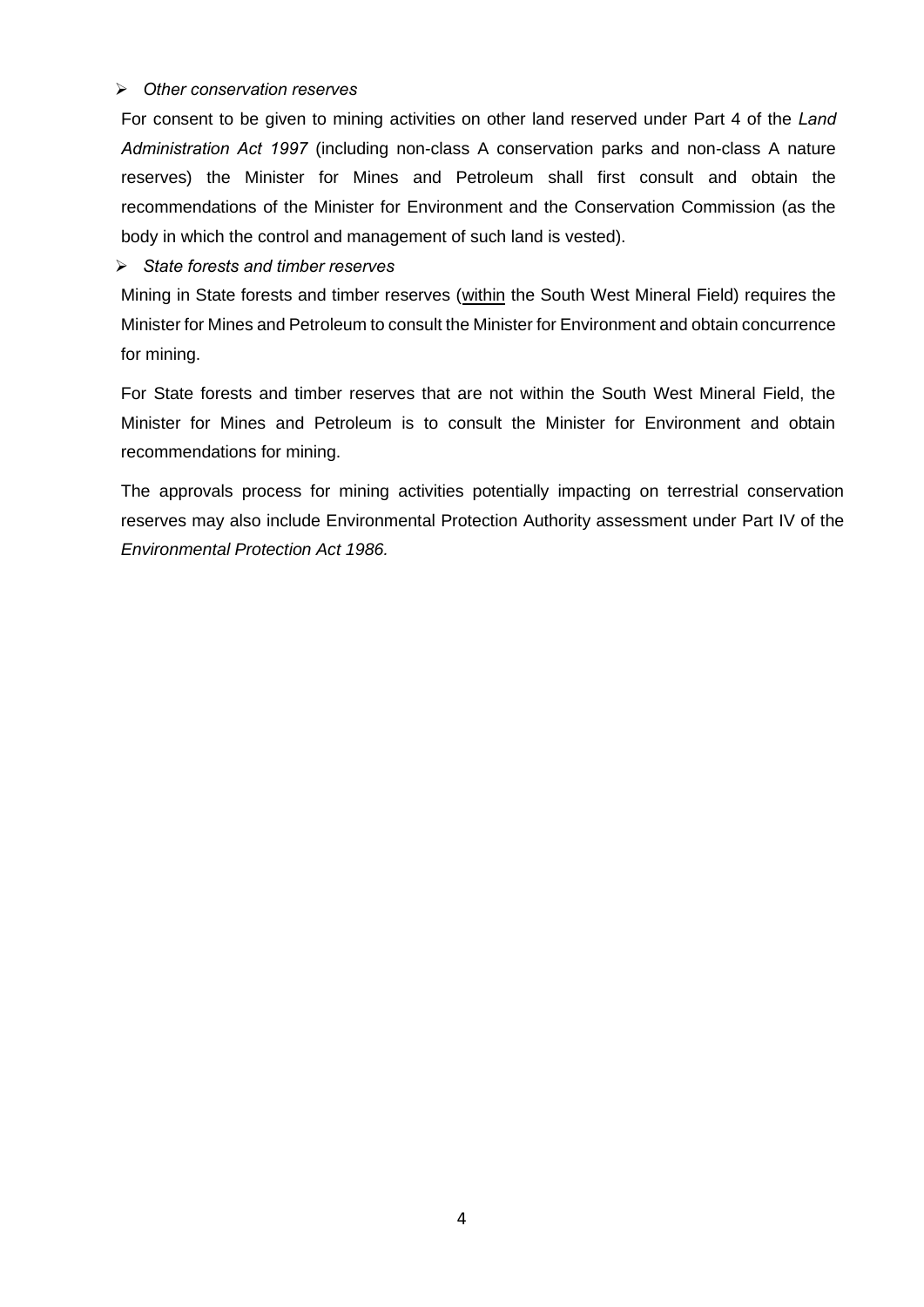- *Other conservation reserves*

  For consent to be given to mining activities on other land reserved under Part 4 of the *Land Administration Act 1997* (including non-class A conservation parks and non-class A nature reserves) the Minister for Mines and Petroleum shall first consult and obtain the recommendations of the Minister for Environment and the Conservation Commission (as the body in which the control and management of such land is vested).

- *State forests and timber reserves*

  Mining in State forests and timber reserves (<u>within</u> the South West Mineral Field) requires the Minister for Mines and Petroleum to consult the Minister for Environment and obtain concurrence for mining.

  For State forests and timber reserves that are not within the South West Mineral Field, the Minister for Mines and Petroleum is to consult the Minister for Environment and obtain recommendations for mining.

  The approvals process for mining activities potentially impacting on terrestrial conservation reserves may also include Environmental Protection Authority assessment under Part IV of the *Environmental Protection Act 1986.*